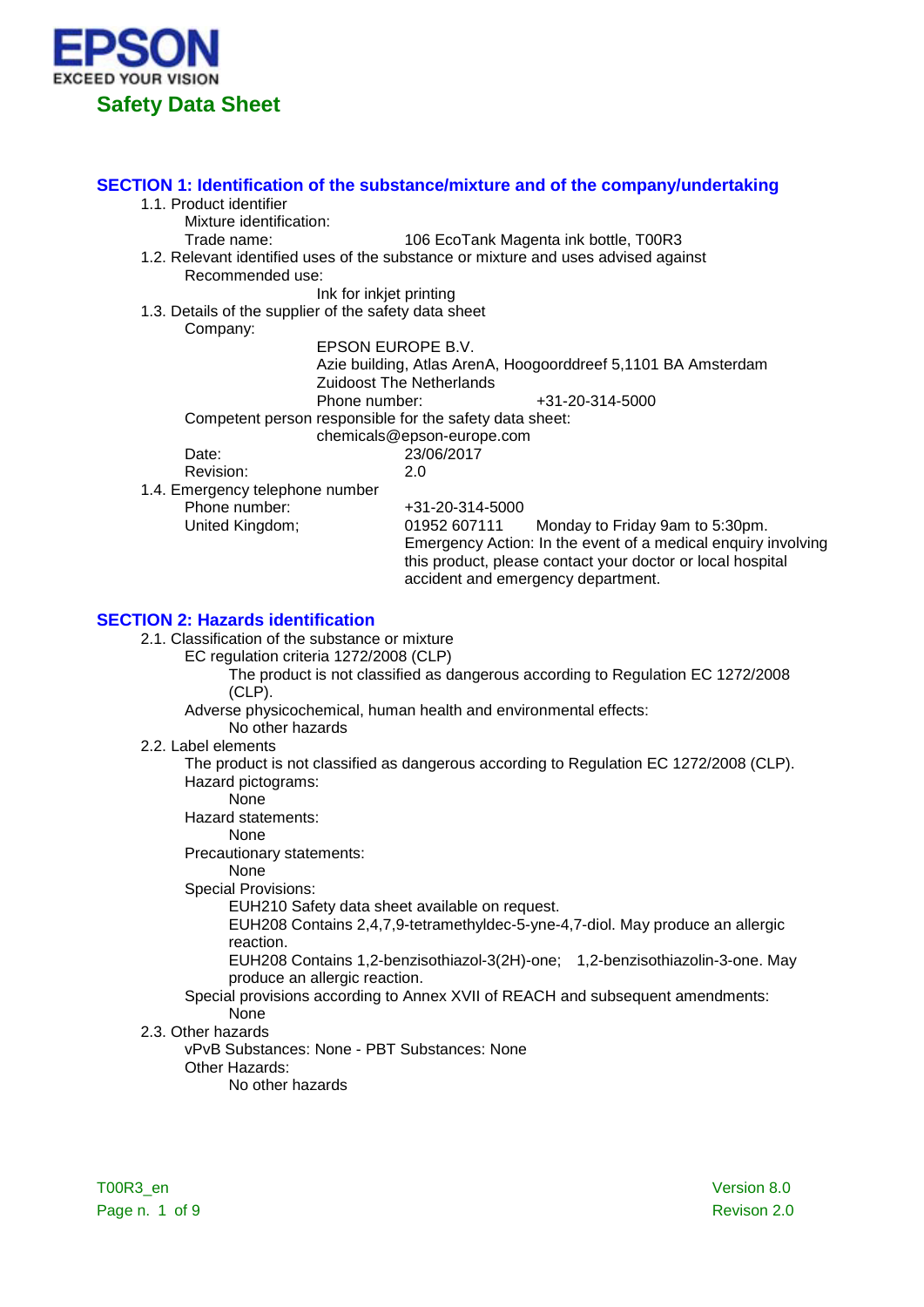EPSON

EXCEED YOUR VISION

# Safety Data Sheet

## SECTION 1: Identification of the substance/mixture and of the company/undertaking

1.1. Product identifier

Mixture identification:

Trade name: 106 EcoTank Magenta ink bottle, T00R3

1.2. Relevant identified uses of the substance or mixture and uses advised against

Recommended use:

Ink for inkjet printing

1.3. Details of the supplier of the safety data sheet

Company:

EPSON EUROPE B.V.
Azie building, Atlas ArenA, Hoogoorddreef 5,1101 BA Amsterdam
Zuidoost The Netherlands
Phone number: +31-20-314-5000

Competent person responsible for the safety data sheet:

chemicals@epson-europe.com

Date: 23/06/2017

Revision: 2.0

1.4. Emergency telephone number

Phone number: +31-20-314-5000

United Kingdom; 01952 607111 Monday to Friday 9am to 5:30pm.
Emergency Action: In the event of a medical enquiry involving this product, please contact your doctor or local hospital accident and emergency department.

## SECTION 2: Hazards identification

2.1. Classification of the substance or mixture

EC regulation criteria 1272/2008 (CLP)

The product is not classified as dangerous according to Regulation EC 1272/2008 (CLP).

Adverse physicochemical, human health and environmental effects:

No other hazards

2.2. Label elements

The product is not classified as dangerous according to Regulation EC 1272/2008 (CLP).

Hazard pictograms:

None

Hazard statements:

None

Precautionary statements:

None

Special Provisions:

EUH210 Safety data sheet available on request.

EUH208 Contains 2,4,7,9-tetramethyldec-5-yne-4,7-diol. May produce an allergic reaction.

EUH208 Contains 1,2-benzisothiazol-3(2H)-one; 1,2-benzisothiazolin-3-one. May produce an allergic reaction.

Special provisions according to Annex XVII of REACH and subsequent amendments:

None

2.3. Other hazards

vPvB Substances: None - PBT Substances: None

Other Hazards:

No other hazards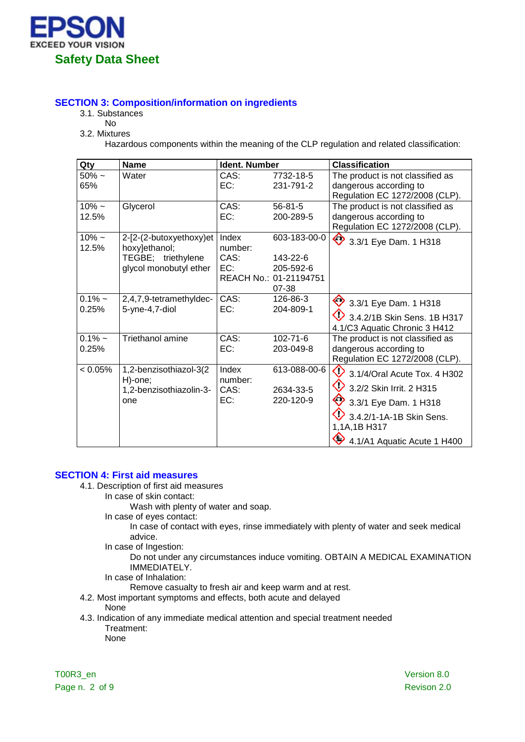## SECTION 3: Composition/information on ingredients

3.1. Substances

No

3.2. Mixtures

Hazardous components within the meaning of the CLP regulation and related classification:

| Qty | Name | Ident. Number | | Classification |
|---|---|---|---|---|
| 50% ~ 65% | Water | CAS:<br>EC: | 7732-18-5<br>231-791-2 | The product is not classified as dangerous according to Regulation EC 1272/2008 (CLP). |
| 10% ~ 12.5% | Glycerol | CAS:<br>EC: | 56-81-5<br>200-289-5 | The product is not classified as dangerous according to Regulation EC 1272/2008 (CLP). |
| 10% ~ 12.5% | 2-[2-(2-butoxyethoxy)ethoxy]ethanol; TEGBE; triethylene glycol monobutyl ether | Index number:<br>CAS:<br>EC:<br>REACH No.: | 603-183-00-0<br>143-22-6<br>205-592-6<br>01-2119475107-38 | 3.3/1 Eye Dam. 1 H318 |
| 0.1% ~ 0.25% | 2,4,7,9-tetramethyldec-5-yne-4,7-diol | CAS:<br>EC: | 126-86-3<br>204-809-1 | 3.3/1 Eye Dam. 1 H318<br>3.4.2/1B Skin Sens. 1B H317<br>4.1/C3 Aquatic Chronic 3 H412 |
| 0.1% ~ 0.25% | Triethanol amine | CAS:<br>EC: | 102-71-6<br>203-049-8 | The product is not classified as dangerous according to Regulation EC 1272/2008 (CLP). |
| < 0.05% | 1,2-benzisothiazol-3(2H)-one; 1,2-benzisothiazolin-3-one | Index number:<br>CAS:<br>EC: | 613-088-00-6<br>2634-33-5<br>220-120-9 | 3.1/4/Oral Acute Tox. 4 H302<br>3.2/2 Skin Irrit. 2 H315<br>3.3/1 Eye Dam. 1 H318<br>3.4.2/1-1A-1B Skin Sens. 1,1A,1B H317<br>4.1/A1 Aquatic Acute 1 H400 |

## SECTION 4: First aid measures

4.1. Description of first aid measures

In case of skin contact:

Wash with plenty of water and soap.

In case of eyes contact:

In case of contact with eyes, rinse immediately with plenty of water and seek medical advice.

In case of Ingestion:

Do not under any circumstances induce vomiting. OBTAIN A MEDICAL EXAMINATION IMMEDIATELY.

In case of Inhalation:

Remove casualty to fresh air and keep warm and at rest.

4.2. Most important symptoms and effects, both acute and delayed

None

4.3. Indication of any immediate medical attention and special treatment needed

Treatment:

None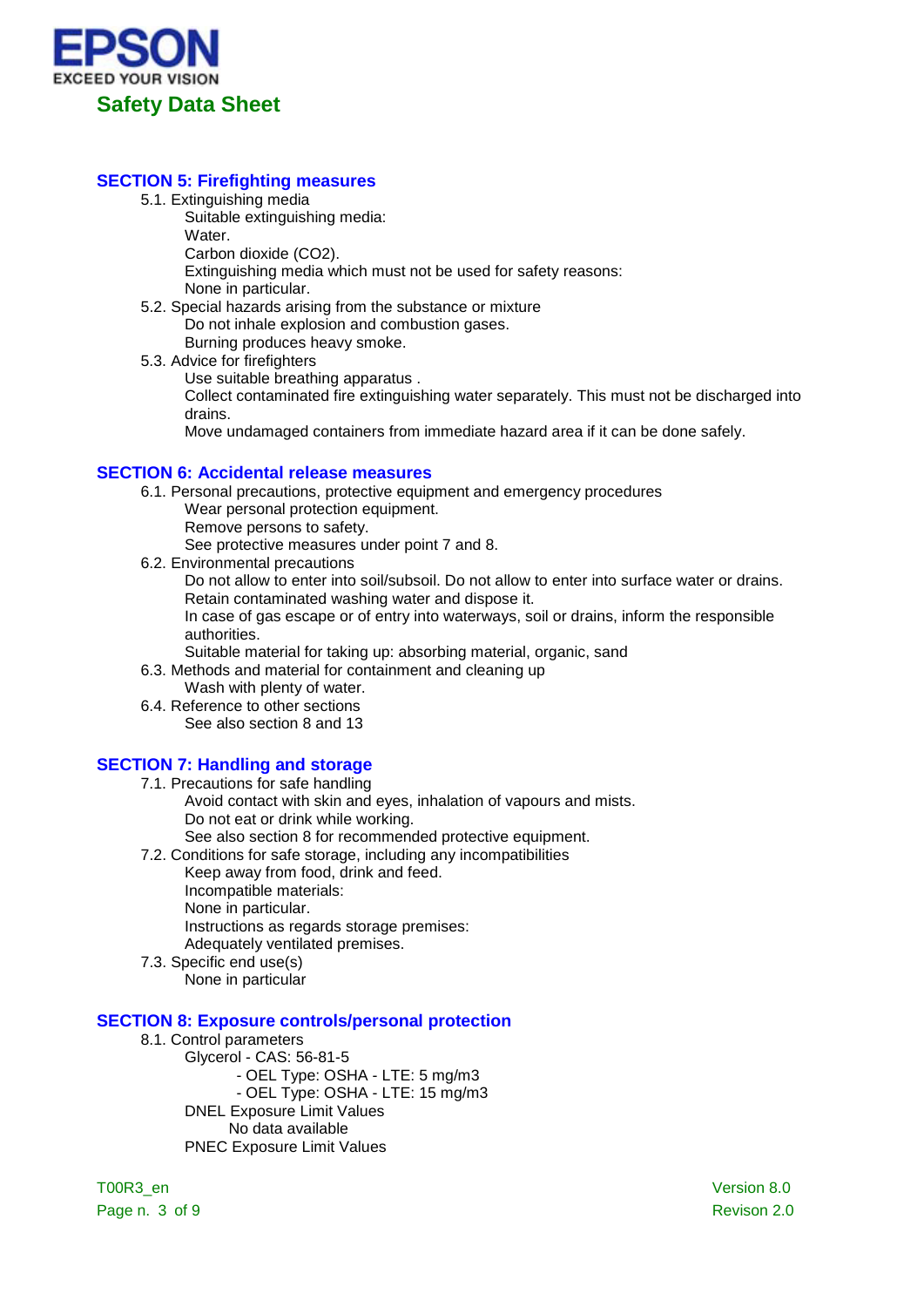## SECTION 5: Firefighting measures

5.1. Extinguishing media

Suitable extinguishing media:

Water.

Carbon dioxide ($CO_2$).

Extinguishing media which must not be used for safety reasons:

None in particular.

5.2. Special hazards arising from the substance or mixture

Do not inhale explosion and combustion gases.

Burning produces heavy smoke.

5.3. Advice for firefighters

Use suitable breathing apparatus .

Collect contaminated fire extinguishing water separately. This must not be discharged into drains.

Move undamaged containers from immediate hazard area if it can be done safely.

## SECTION 6: Accidental release measures

6.1. Personal precautions, protective equipment and emergency procedures

Wear personal protection equipment.

Remove persons to safety.

See protective measures under point 7 and 8.

6.2. Environmental precautions

Do not allow to enter into soil/subsoil. Do not allow to enter into surface water or drains.

Retain contaminated washing water and dispose it.

In case of gas escape or of entry into waterways, soil or drains, inform the responsible authorities.

Suitable material for taking up: absorbing material, organic, sand

6.3. Methods and material for containment and cleaning up

Wash with plenty of water.

6.4. Reference to other sections

See also section 8 and 13

## SECTION 7: Handling and storage

7.1. Precautions for safe handling

Avoid contact with skin and eyes, inhalation of vapours and mists.

Do not eat or drink while working.

See also section 8 for recommended protective equipment.

7.2. Conditions for safe storage, including any incompatibilities

Keep away from food, drink and feed.

Incompatible materials:

None in particular.

Instructions as regards storage premises:

Adequately ventilated premises.

7.3. Specific end use(s)

None in particular

## SECTION 8: Exposure controls/personal protection

8.1. Control parameters

Glycerol - CAS: 56-81-5

- OEL Type: OSHA - LTE: 5 mg/m3
- OEL Type: OSHA - LTE: 15 mg/m3

DNEL Exposure Limit Values

No data available

PNEC Exposure Limit Values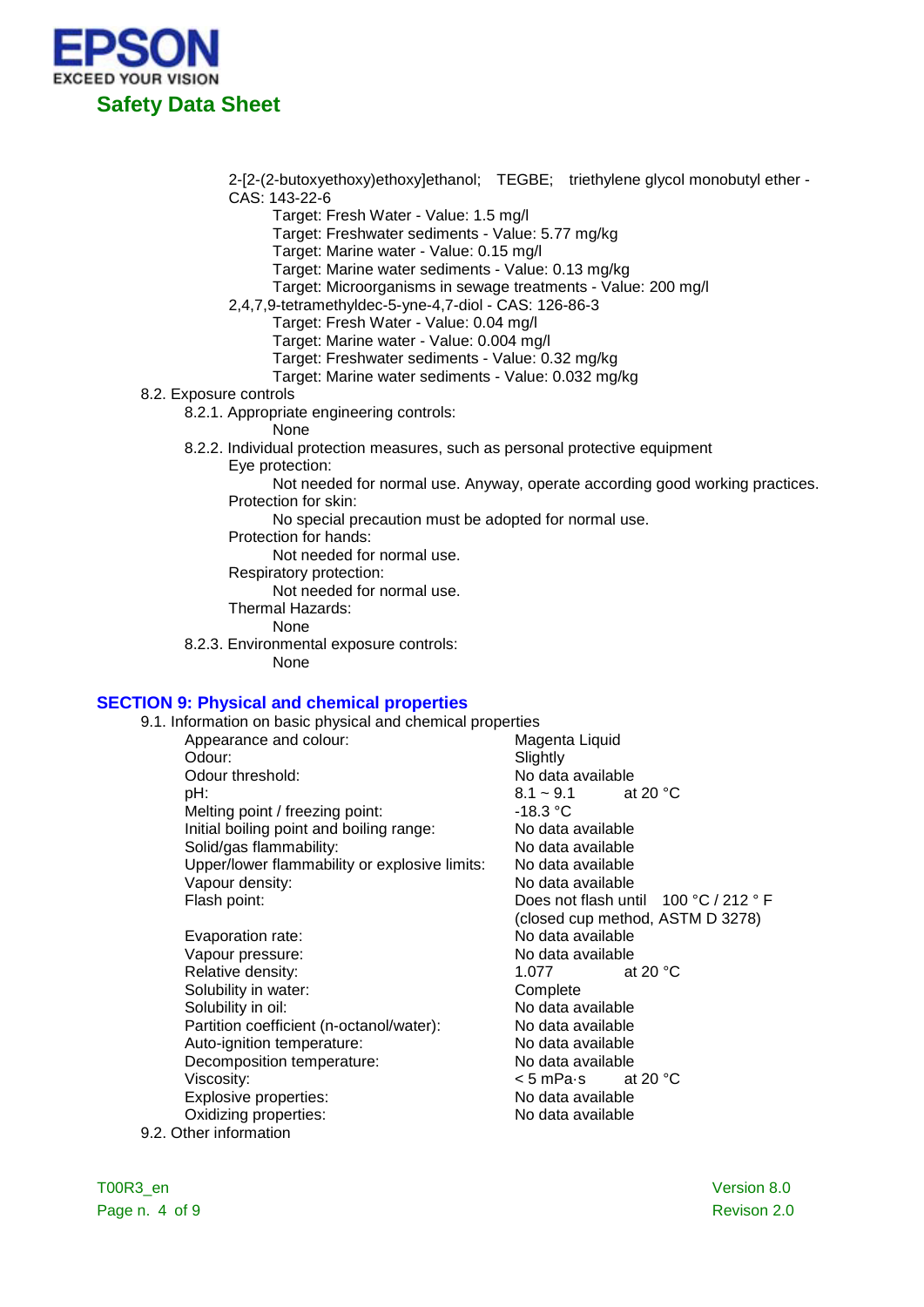2-[2-(2-butoxyethoxy)ethoxy]ethanol; TEGBE; triethylene glycol monobutyl ether - CAS: 143-22-6

- Target: Fresh Water - Value: 1.5 mg/l
- Target: Freshwater sediments - Value: 5.77 mg/kg
- Target: Marine water - Value: 0.15 mg/l
- Target: Marine water sediments - Value: 0.13 mg/kg
- Target: Microorganisms in sewage treatments - Value: 200 mg/l

2,4,7,9-tetramethyldec-5-yne-4,7-diol - CAS: 126-86-3

- Target: Fresh Water - Value: 0.04 mg/l
- Target: Marine water - Value: 0.004 mg/l
- Target: Freshwater sediments - Value: 0.32 mg/kg
- Target: Marine water sediments - Value: 0.032 mg/kg

8.2. Exposure controls

8.2.1. Appropriate engineering controls:

None

8.2.2. Individual protection measures, such as personal protective equipment

Eye protection:

Not needed for normal use. Anyway, operate according good working practices.

Protection for skin:

No special precaution must be adopted for normal use.

Protection for hands:

Not needed for normal use.

Respiratory protection:

Not needed for normal use.

Thermal Hazards:

None

8.2.3. Environmental exposure controls:

None

## SECTION 9: Physical and chemical properties

9.1. Information on basic physical and chemical properties

| Property | Value |
|---|---|
| Appearance and colour: | Magenta Liquid |
| Odour: | Slightly |
| Odour threshold: | No data available |
| pH: | 8.1 ~ 9.1 at 20 °C |
| Melting point / freezing point: | -18.3 °C |
| Initial boiling point and boiling range: | No data available |
| Solid/gas flammability: | No data available |
| Upper/lower flammability or explosive limits: | No data available |
| Vapour density: | No data available |
| Flash point: | Does not flash until 100 °C / 212 ° F (closed cup method, ASTM D 3278) |
| Evaporation rate: | No data available |
| Vapour pressure: | No data available |
| Relative density: | 1.077 at 20 °C |
| Solubility in water: | Complete |
| Solubility in oil: | No data available |
| Partition coefficient (n-octanol/water): | No data available |
| Auto-ignition temperature: | No data available |
| Decomposition temperature: | No data available |
| Viscosity: | < 5 mPa·s at 20 °C |
| Explosive properties: | No data available |
| Oxidizing properties: | No data available |

9.2. Other information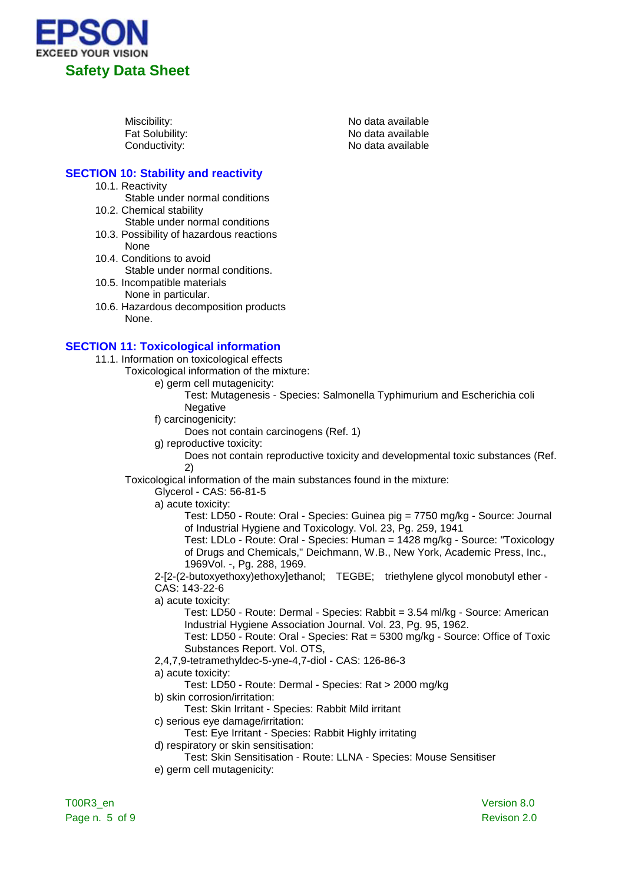| | |
|---|---|
| Miscibility: | No data available |
| Fat Solubility: | No data available |
| Conductivity: | No data available |

## SECTION 10: Stability and reactivity

10.1. Reactivity
Stable under normal conditions

10.2. Chemical stability
Stable under normal conditions

10.3. Possibility of hazardous reactions
None

10.4. Conditions to avoid
Stable under normal conditions.

10.5. Incompatible materials
None in particular.

10.6. Hazardous decomposition products
None.

## SECTION 11: Toxicological information

11.1. Information on toxicological effects

Toxicological information of the mixture:

e) germ cell mutagenicity:
Test: Mutagenesis - Species: Salmonella Typhimurium and Escherichia coli
Negative

f) carcinogenicity:
Does not contain carcinogens (Ref. 1)

g) reproductive toxicity:
Does not contain reproductive toxicity and developmental toxic substances (Ref. 2)

Toxicological information of the main substances found in the mixture:

Glycerol - CAS: 56-81-5

a) acute toxicity:
Test: LD50 - Route: Oral - Species: Guinea pig = 7750 mg/kg - Source: Journal of Industrial Hygiene and Toxicology. Vol. 23, Pg. 259, 1941
Test: LDLo - Route: Oral - Species: Human = 1428 mg/kg - Source: "Toxicology of Drugs and Chemicals," Deichmann, W.B., New York, Academic Press, Inc., 1969Vol. -, Pg. 288, 1969.

2-[2-(2-butoxyethoxy)ethoxy]ethanol; TEGBE; triethylene glycol monobutyl ether - CAS: 143-22-6

a) acute toxicity:
Test: LD50 - Route: Dermal - Species: Rabbit = 3.54 ml/kg - Source: American Industrial Hygiene Association Journal. Vol. 23, Pg. 95, 1962.
Test: LD50 - Route: Oral - Species: Rat = 5300 mg/kg - Source: Office of Toxic Substances Report. Vol. OTS,

2,4,7,9-tetramethyldec-5-yne-4,7-diol - CAS: 126-86-3

a) acute toxicity:
Test: LD50 - Route: Dermal - Species: Rat > 2000 mg/kg

b) skin corrosion/irritation:
Test: Skin Irritant - Species: Rabbit Mild irritant

c) serious eye damage/irritation:
Test: Eye Irritant - Species: Rabbit Highly irritating

d) respiratory or skin sensitisation:
Test: Skin Sensitisation - Route: LLNA - Species: Mouse Sensitiser

e) germ cell mutagenicity: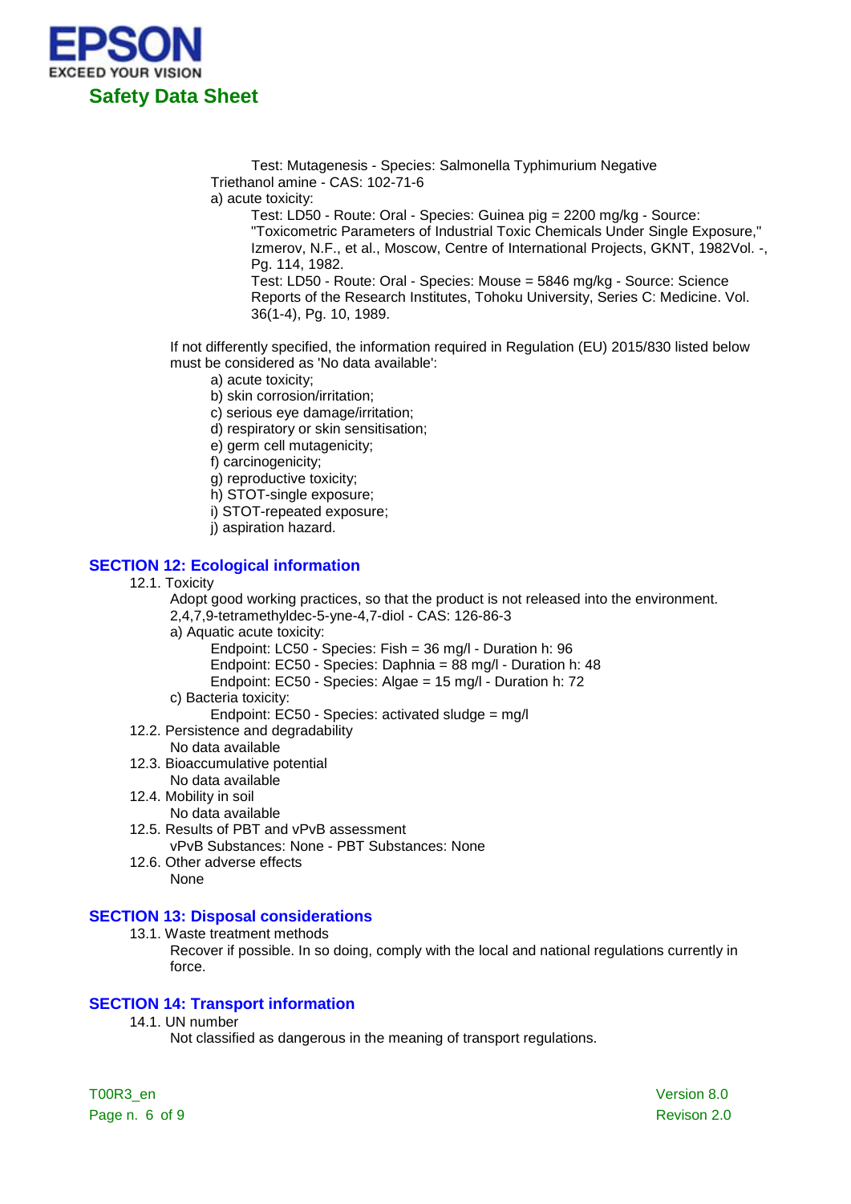Test: Mutagenesis - Species: Salmonella Typhimurium Negative

Triethanol amine - CAS: 102-71-6

a) acute toxicity:

Test: LD50 - Route: Oral - Species: Guinea pig = 2200 mg/kg - Source: "Toxicometric Parameters of Industrial Toxic Chemicals Under Single Exposure," Izmerov, N.F., et al., Moscow, Centre of International Projects, GKNT, 1982Vol. -, Pg. 114, 1982.

Test: LD50 - Route: Oral - Species: Mouse = 5846 mg/kg - Source: Science Reports of the Research Institutes, Tohoku University, Series C: Medicine. Vol. 36(1-4), Pg. 10, 1989.

If not differently specified, the information required in Regulation (EU) 2015/830 listed below must be considered as 'No data available':

a) acute toxicity;
b) skin corrosion/irritation;
c) serious eye damage/irritation;
d) respiratory or skin sensitisation;
e) germ cell mutagenicity;
f) carcinogenicity;
g) reproductive toxicity;
h) STOT-single exposure;
i) STOT-repeated exposure;
j) aspiration hazard.

## SECTION 12: Ecological information

12.1. Toxicity

Adopt good working practices, so that the product is not released into the environment.

2,4,7,9-tetramethyldec-5-yne-4,7-diol - CAS: 126-86-3

a) Aquatic acute toxicity:

Endpoint: LC50 - Species: Fish = 36 mg/l - Duration h: 96

Endpoint: EC50 - Species: Daphnia = 88 mg/l - Duration h: 48

Endpoint: EC50 - Species: Algae = 15 mg/l - Duration h: 72

c) Bacteria toxicity:

Endpoint: EC50 - Species: activated sludge = mg/l

12.2. Persistence and degradability

No data available

12.3. Bioaccumulative potential

No data available

12.4. Mobility in soil

No data available

12.5. Results of PBT and vPvB assessment

vPvB Substances: None - PBT Substances: None

12.6. Other adverse effects

None

## SECTION 13: Disposal considerations

13.1. Waste treatment methods

Recover if possible. In so doing, comply with the local and national regulations currently in force.

## SECTION 14: Transport information

14.1. UN number

Not classified as dangerous in the meaning of transport regulations.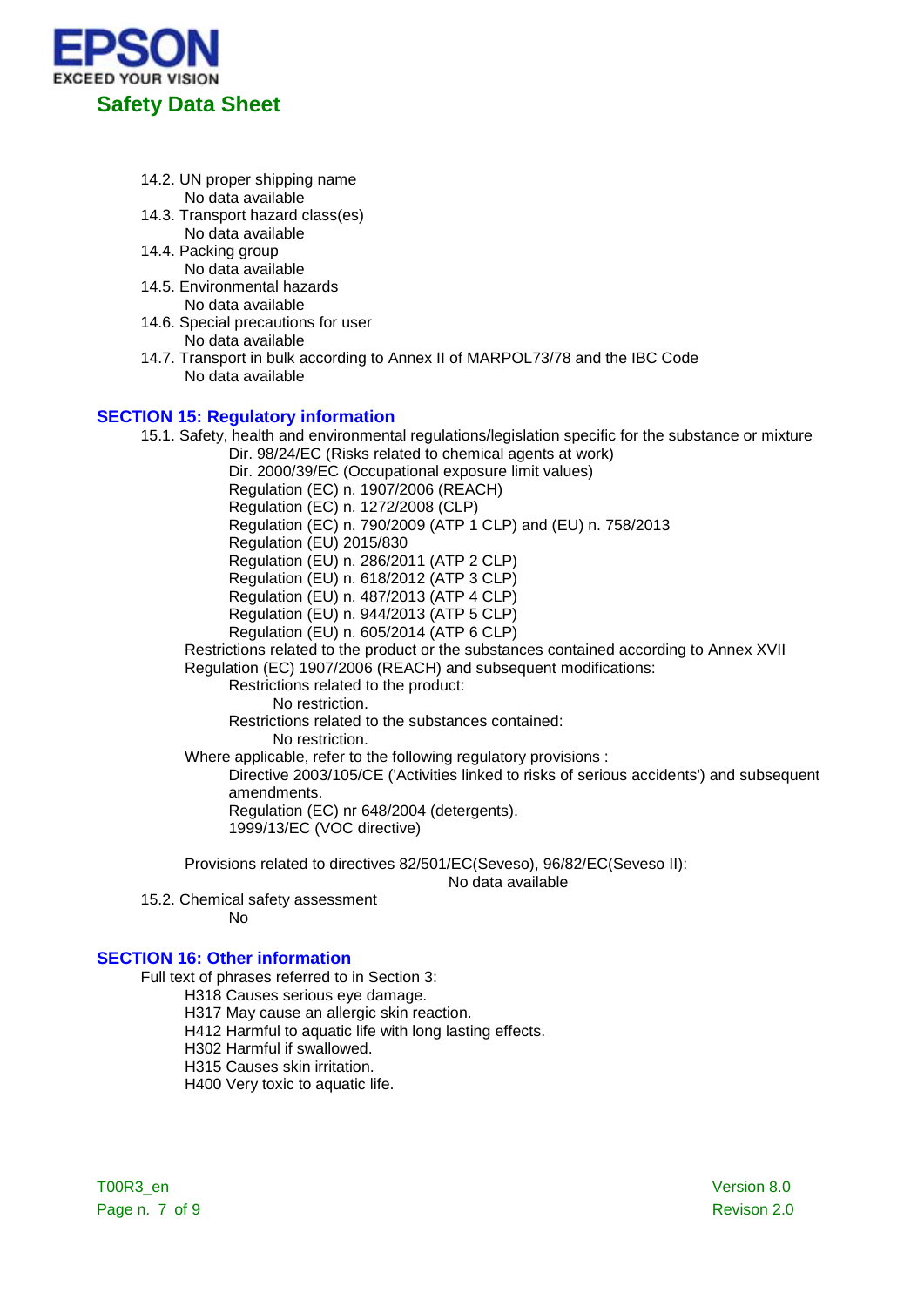14.2. UN proper shipping name
No data available
14.3. Transport hazard class(es)
No data available
14.4. Packing group
No data available
14.5. Environmental hazards
No data available
14.6. Special precautions for user
No data available
14.7. Transport in bulk according to Annex II of MARPOL73/78 and the IBC Code
No data available

## SECTION 15: Regulatory information

15.1. Safety, health and environmental regulations/legislation specific for the substance or mixture

Dir. 98/24/EC (Risks related to chemical agents at work)
Dir. 2000/39/EC (Occupational exposure limit values)
Regulation (EC) n. 1907/2006 (REACH)
Regulation (EC) n. 1272/2008 (CLP)
Regulation (EC) n. 790/2009 (ATP 1 CLP) and (EU) n. 758/2013
Regulation (EU) 2015/830
Regulation (EU) n. 286/2011 (ATP 2 CLP)
Regulation (EU) n. 618/2012 (ATP 3 CLP)
Regulation (EU) n. 487/2013 (ATP 4 CLP)
Regulation (EU) n. 944/2013 (ATP 5 CLP)
Regulation (EU) n. 605/2014 (ATP 6 CLP)

Restrictions related to the product or the substances contained according to Annex XVII Regulation (EC) 1907/2006 (REACH) and subsequent modifications:

Restrictions related to the product:
No restriction.
Restrictions related to the substances contained:
No restriction.

Where applicable, refer to the following regulatory provisions :

Directive 2003/105/CE ('Activities linked to risks of serious accidents') and subsequent amendments.
Regulation (EC) nr 648/2004 (detergents).
1999/13/EC (VOC directive)

Provisions related to directives 82/501/EC(Seveso), 96/82/EC(Seveso II):
No data available

15.2. Chemical safety assessment
No

## SECTION 16: Other information

Full text of phrases referred to in Section 3:

H318 Causes serious eye damage.
H317 May cause an allergic skin reaction.
H412 Harmful to aquatic life with long lasting effects.
H302 Harmful if swallowed.
H315 Causes skin irritation.
H400 Very toxic to aquatic life.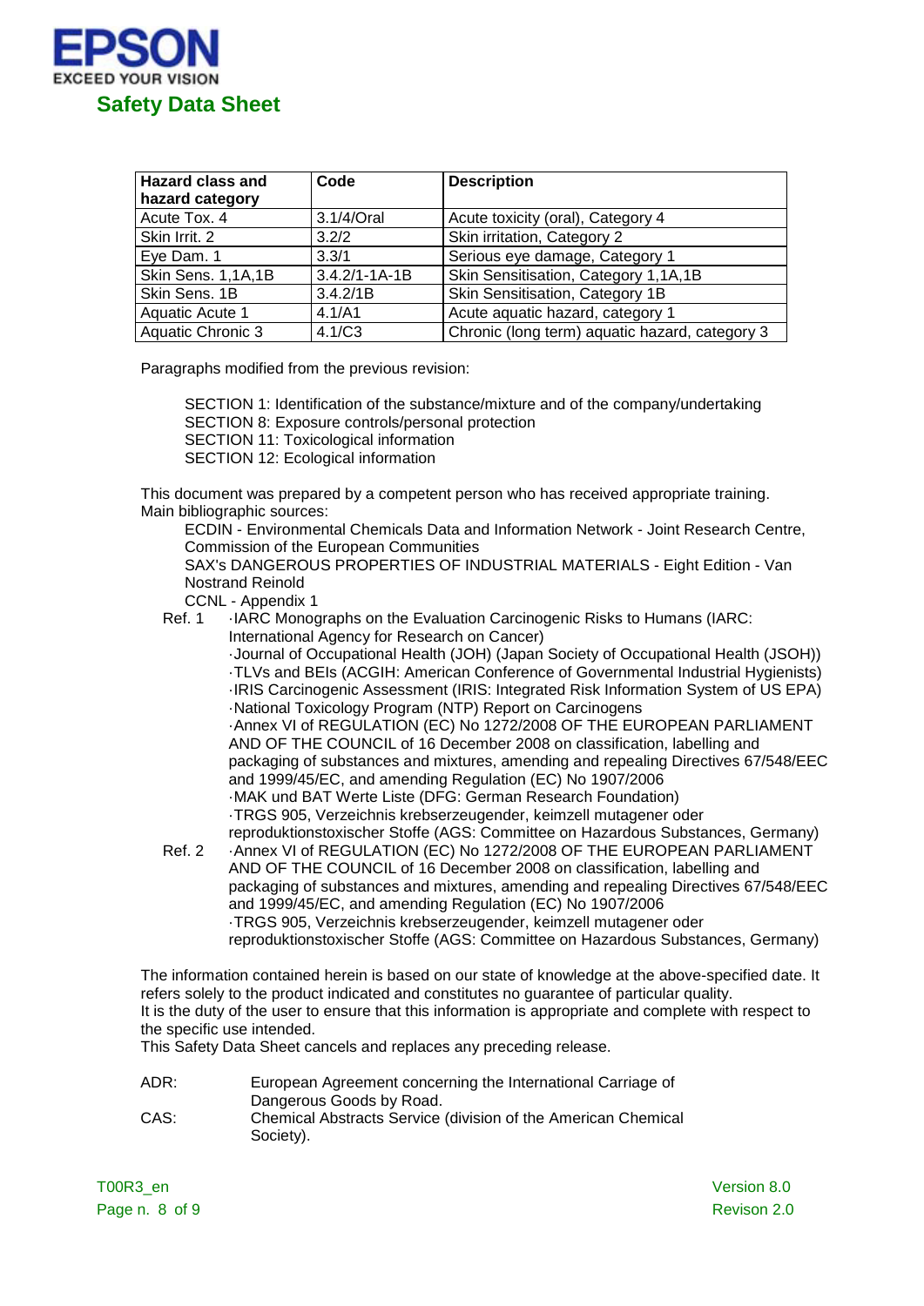| Hazard class and hazard category | Code | Description |
|---|---|---|
| Acute Tox. 4 | 3.1/4/Oral | Acute toxicity (oral), Category 4 |
| Skin Irrit. 2 | 3.2/2 | Skin irritation, Category 2 |
| Eye Dam. 1 | 3.3/1 | Serious eye damage, Category 1 |
| Skin Sens. 1,1A,1B | 3.4.2/1-1A-1B | Skin Sensitisation, Category 1,1A,1B |
| Skin Sens. 1B | 3.4.2/1B | Skin Sensitisation, Category 1B |
| Aquatic Acute 1 | 4.1/A1 | Acute aquatic hazard, category 1 |
| Aquatic Chronic 3 | 4.1/C3 | Chronic (long term) aquatic hazard, category 3 |

Paragraphs modified from the previous revision:

SECTION 1: Identification of the substance/mixture and of the company/undertaking
SECTION 8: Exposure controls/personal protection
SECTION 11: Toxicological information
SECTION 12: Ecological information

This document was prepared by a competent person who has received appropriate training.
Main bibliographic sources:

ECDIN - Environmental Chemicals Data and Information Network - Joint Research Centre, Commission of the European Communities
SAX's DANGEROUS PROPERTIES OF INDUSTRIAL MATERIALS - Eight Edition - Van Nostrand Reinold
CCNL - Appendix 1

Ref. 1
- ·IARC Monographs on the Evaluation Carcinogenic Risks to Humans (IARC: International Agency for Research on Cancer)
- ·Journal of Occupational Health (JOH) (Japan Society of Occupational Health (JSOH))
- ·TLVs and BEIs (ACGIH: American Conference of Governmental Industrial Hygienists)
- ·IRIS Carcinogenic Assessment (IRIS: Integrated Risk Information System of US EPA)
- ·National Toxicology Program (NTP) Report on Carcinogens
- ·Annex VI of REGULATION (EC) No 1272/2008 OF THE EUROPEAN PARLIAMENT AND OF THE COUNCIL of 16 December 2008 on classification, labelling and packaging of substances and mixtures, amending and repealing Directives 67/548/EEC and 1999/45/EC, and amending Regulation (EC) No 1907/2006
- ·MAK und BAT Werte Liste (DFG: German Research Foundation)
- ·TRGS 905, Verzeichnis krebserzeugender, keimzell mutagener oder reproduktionstoxischer Stoffe (AGS: Committee on Hazardous Substances, Germany)

Ref. 2
- ·Annex VI of REGULATION (EC) No 1272/2008 OF THE EUROPEAN PARLIAMENT AND OF THE COUNCIL of 16 December 2008 on classification, labelling and packaging of substances and mixtures, amending and repealing Directives 67/548/EEC and 1999/45/EC, and amending Regulation (EC) No 1907/2006
- ·TRGS 905, Verzeichnis krebserzeugender, keimzell mutagener oder reproduktionstoxischer Stoffe (AGS: Committee on Hazardous Substances, Germany)

The information contained herein is based on our state of knowledge at the above-specified date. It refers solely to the product indicated and constitutes no guarantee of particular quality.
It is the duty of the user to ensure that this information is appropriate and complete with respect to the specific use intended.
This Safety Data Sheet cancels and replaces any preceding release.

ADR: European Agreement concerning the International Carriage of Dangerous Goods by Road.
CAS: Chemical Abstracts Service (division of the American Chemical Society).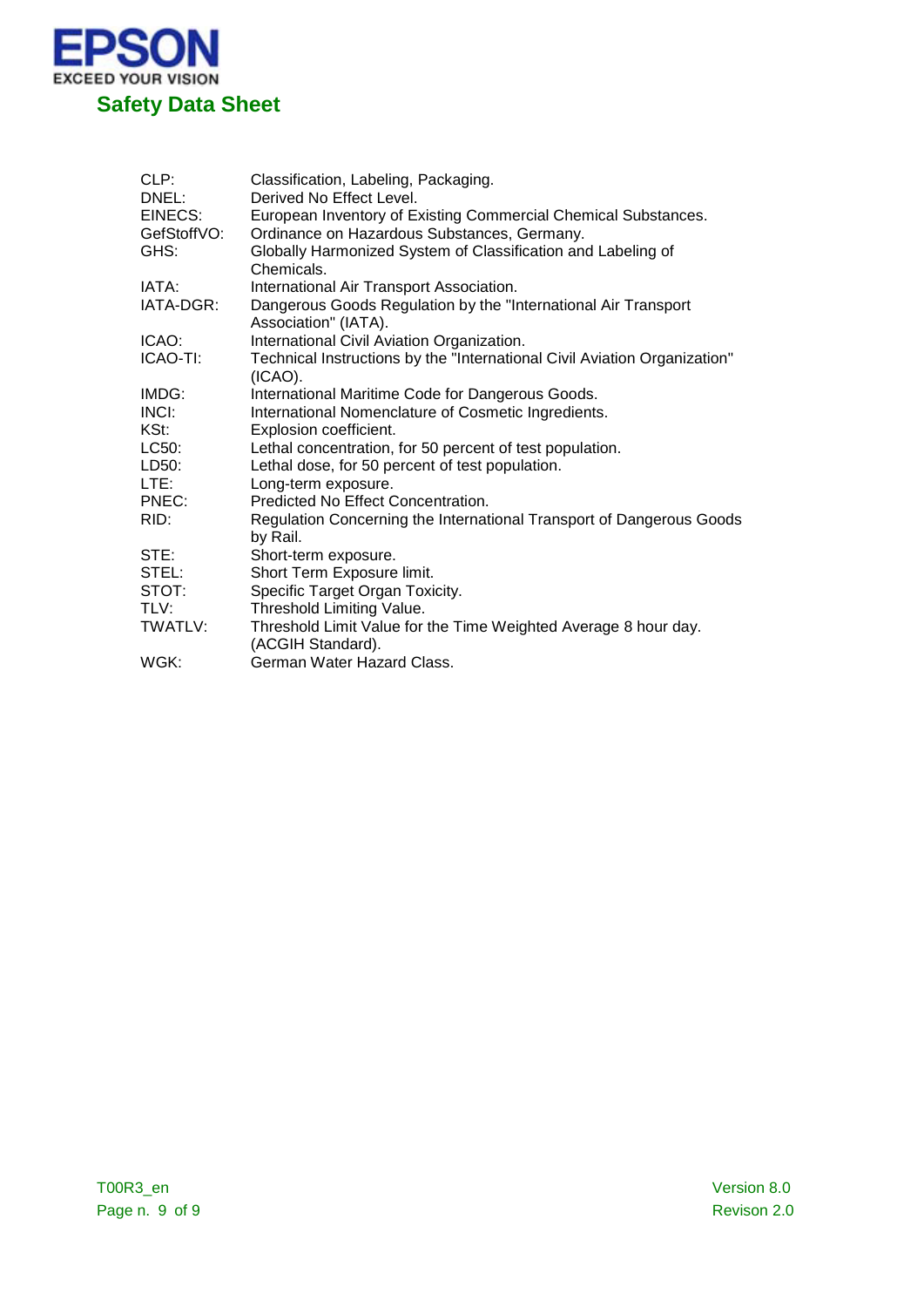| | |
|---|---|
| CLP: | Classification, Labeling, Packaging. |
| DNEL: | Derived No Effect Level. |
| EINECS: | European Inventory of Existing Commercial Chemical Substances. |
| GefStoffVO: | Ordinance on Hazardous Substances, Germany. |
| GHS: | Globally Harmonized System of Classification and Labeling of Chemicals. |
| IATA: | International Air Transport Association. |
| IATA-DGR: | Dangerous Goods Regulation by the "International Air Transport Association" (IATA). |
| ICAO: | International Civil Aviation Organization. |
| ICAO-TI: | Technical Instructions by the "International Civil Aviation Organization" (ICAO). |
| IMDG: | International Maritime Code for Dangerous Goods. |
| INCI: | International Nomenclature of Cosmetic Ingredients. |
| KSt: | Explosion coefficient. |
| LC50: | Lethal concentration, for 50 percent of test population. |
| LD50: | Lethal dose, for 50 percent of test population. |
| LTE: | Long-term exposure. |
| PNEC: | Predicted No Effect Concentration. |
| RID: | Regulation Concerning the International Transport of Dangerous Goods by Rail. |
| STE: | Short-term exposure. |
| STEL: | Short Term Exposure limit. |
| STOT: | Specific Target Organ Toxicity. |
| TLV: | Threshold Limiting Value. |
| TWATLV: | Threshold Limit Value for the Time Weighted Average 8 hour day. (ACGIH Standard). |
| WGK: | German Water Hazard Class. |